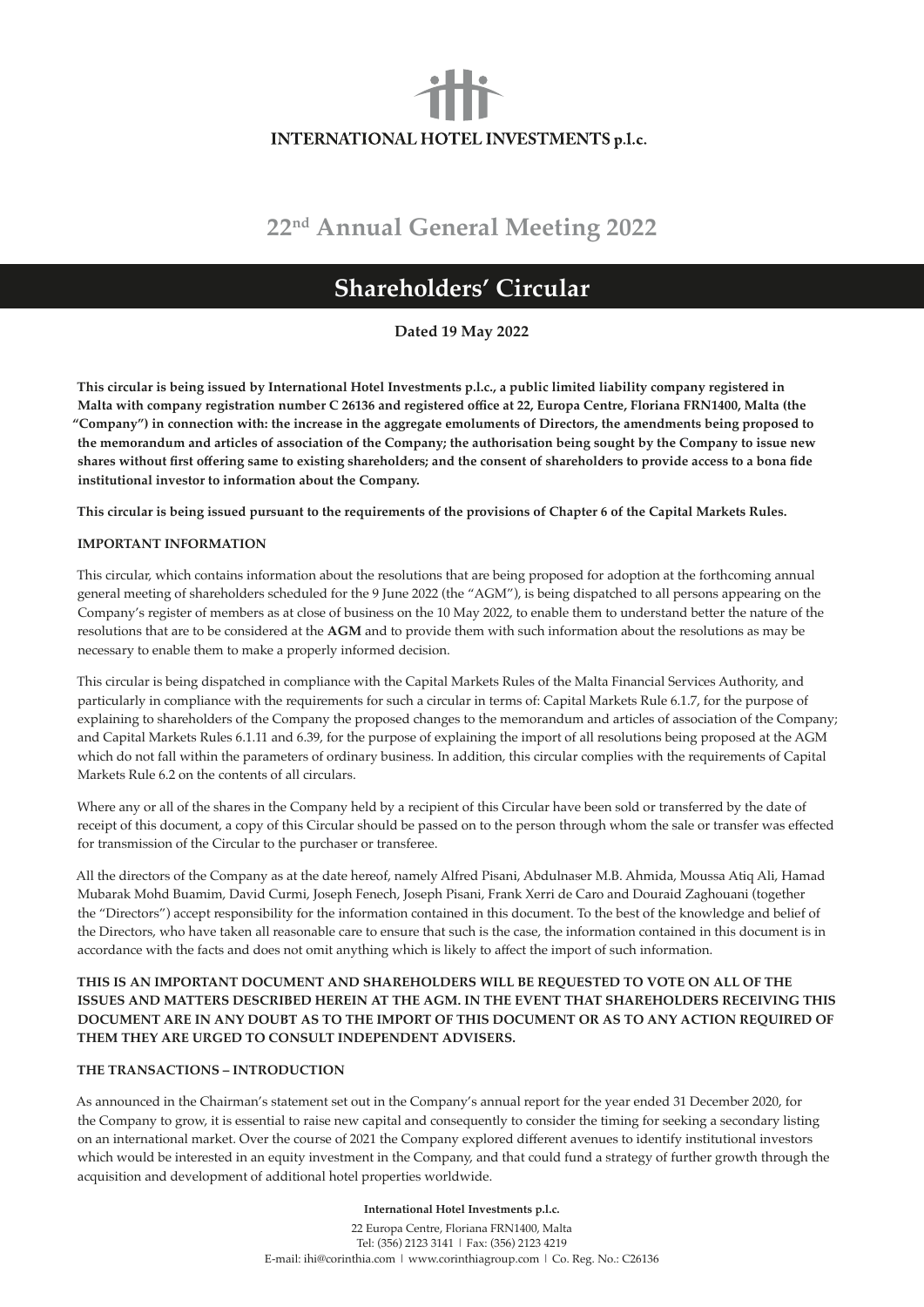INTERNATIONAL HOTEL INVESTMENTS p.l.c.

# 22nd Annual General Meeting 2022

## Shareholders' Circular

**Dated 19 May 2022**

**This circular is being issued by International Hotel Investments p.l.c., a public limited liability company registered in Malta with company registration number C 26136 and registered office at 22, Europa Centre, Floriana FRN1400, Malta (the "Company") in connection with: the increase in the aggregate emoluments of Directors, the amendments being proposed to the memorandum and articles of association of the Company; the authorisation being sought by the Company to issue new shares without first offering same to existing shareholders; and the consent of shareholders to provide access to a bona fide institutional investor to information about the Company.**

**This circular is being issued pursuant to the requirements of the provisions of Chapter 6 of the Capital Markets Rules.**

**IMPORTANT INFORMATION**

This circular, which contains information about the resolutions that are being proposed for adoption at the forthcoming annual general meeting of shareholders scheduled for the 9 June 2022 (the "AGM"), is being dispatched to all persons appearing on the Company's register of members as at close of business on the 10 May 2022, to enable them to understand better the nature of the resolutions that are to be considered at the **AGM** and to provide them with such information about the resolutions as may be necessary to enable them to make a properly informed decision.

This circular is being dispatched in compliance with the Capital Markets Rules of the Malta Financial Services Authority, and particularly in compliance with the requirements for such a circular in terms of: Capital Markets Rule 6.1.7, for the purpose of explaining to shareholders of the Company the proposed changes to the memorandum and articles of association of the Company; and Capital Markets Rules 6.1.11 and 6.39, for the purpose of explaining the import of all resolutions being proposed at the AGM which do not fall within the parameters of ordinary business. In addition, this circular complies with the requirements of Capital Markets Rule 6.2 on the contents of all circulars.

Where any or all of the shares in the Company held by a recipient of this Circular have been sold or transferred by the date of receipt of this document, a copy of this Circular should be passed on to the person through whom the sale or transfer was effected for transmission of the Circular to the purchaser or transferee.

All the directors of the Company as at the date hereof, namely Alfred Pisani, Abdulnaser M.B. Ahmida, Moussa Atiq Ali, Hamad Mubarak Mohd Buamim, David Curmi, Joseph Fenech, Joseph Pisani, Frank Xerri de Caro and Douraid Zaghouani (together the "Directors") accept responsibility for the information contained in this document. To the best of the knowledge and belief of the Directors, who have taken all reasonable care to ensure that such is the case, the information contained in this document is in accordance with the facts and does not omit anything which is likely to affect the import of such information.

**THIS IS AN IMPORTANT DOCUMENT AND SHAREHOLDERS WILL BE REQUESTED TO VOTE ON ALL OF THE ISSUES AND MATTERS DESCRIBED HEREIN AT THE AGM. IN THE EVENT THAT SHAREHOLDERS RECEIVING THIS DOCUMENT ARE IN ANY DOUBT AS TO THE IMPORT OF THIS DOCUMENT OR AS TO ANY ACTION REQUIRED OF THEM THEY ARE URGED TO CONSULT INDEPENDENT ADVISERS.**

**THE TRANSACTIONS – INTRODUCTION**

As announced in the Chairman's statement set out in the Company's annual report for the year ended 31 December 2020, for the Company to grow, it is essential to raise new capital and consequently to consider the timing for seeking a secondary listing on an international market. Over the course of 2021 the Company explored different avenues to identify institutional investors which would be interested in an equity investment in the Company, and that could fund a strategy of further growth through the acquisition and development of additional hotel properties worldwide.

**International Hotel Investments p.l.c.**

22 Europa Centre, Floriana FRN1400, Malta
Tel: (356) 2123 3141 | Fax: (356) 2123 4219
E-mail: ihi@corinthia.com | www.corinthiagroup.com | Co. Reg. No.: C26136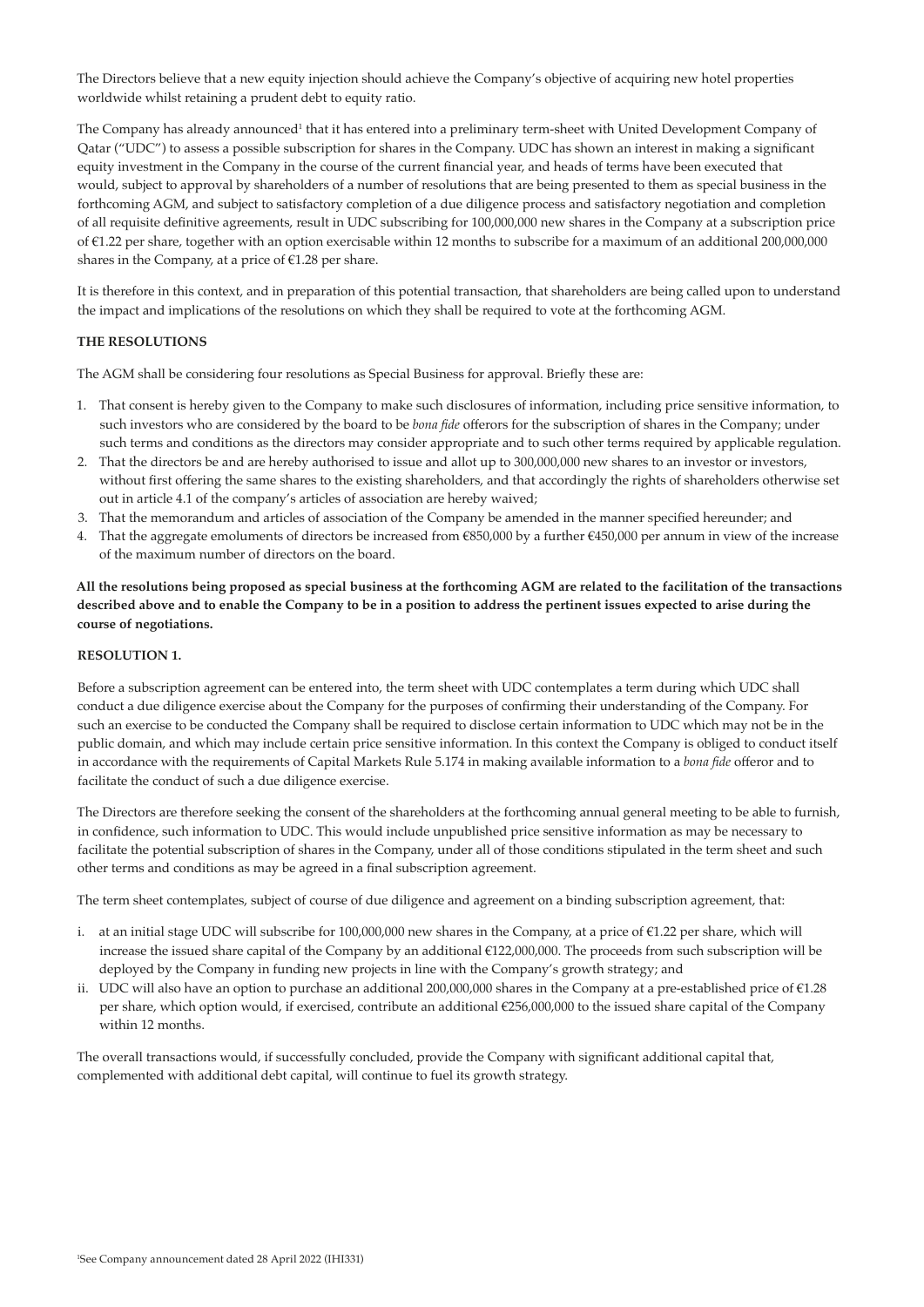The Directors believe that a new equity injection should achieve the Company's objective of acquiring new hotel properties worldwide whilst retaining a prudent debt to equity ratio.

The Company has already announced[1] that it has entered into a preliminary term-sheet with United Development Company of Qatar ("UDC") to assess a possible subscription for shares in the Company. UDC has shown an interest in making a significant equity investment in the Company in the course of the current financial year, and heads of terms have been executed that would, subject to approval by shareholders of a number of resolutions that are being presented to them as special business in the forthcoming AGM, and subject to satisfactory completion of a due diligence process and satisfactory negotiation and completion of all requisite definitive agreements, result in UDC subscribing for 100,000,000 new shares in the Company at a subscription price of €1.22 per share, together with an option exercisable within 12 months to subscribe for a maximum of an additional 200,000,000 shares in the Company, at a price of €1.28 per share.

It is therefore in this context, and in preparation of this potential transaction, that shareholders are being called upon to understand the impact and implications of the resolutions on which they shall be required to vote at the forthcoming AGM.

**THE RESOLUTIONS**

The AGM shall be considering four resolutions as Special Business for approval. Briefly these are:

1. That consent is hereby given to the Company to make such disclosures of information, including price sensitive information, to such investors who are considered by the board to be *bona fide* offerors for the subscription of shares in the Company; under such terms and conditions as the directors may consider appropriate and to such other terms required by applicable regulation.
2. That the directors be and are hereby authorised to issue and allot up to 300,000,000 new shares to an investor or investors, without first offering the same shares to the existing shareholders, and that accordingly the rights of shareholders otherwise set out in article 4.1 of the company's articles of association are hereby waived;
3. That the memorandum and articles of association of the Company be amended in the manner specified hereunder; and
4. That the aggregate emoluments of directors be increased from €850,000 by a further €450,000 per annum in view of the increase of the maximum number of directors on the board.

**All the resolutions being proposed as special business at the forthcoming AGM are related to the facilitation of the transactions described above and to enable the Company to be in a position to address the pertinent issues expected to arise during the course of negotiations.**

**RESOLUTION 1.**

Before a subscription agreement can be entered into, the term sheet with UDC contemplates a term during which UDC shall conduct a due diligence exercise about the Company for the purposes of confirming their understanding of the Company. For such an exercise to be conducted the Company shall be required to disclose certain information to UDC which may not be in the public domain, and which may include certain price sensitive information. In this context the Company is obliged to conduct itself in accordance with the requirements of Capital Markets Rule 5.174 in making available information to a *bona fide* offeror and to facilitate the conduct of such a due diligence exercise.

The Directors are therefore seeking the consent of the shareholders at the forthcoming annual general meeting to be able to furnish, in confidence, such information to UDC. This would include unpublished price sensitive information as may be necessary to facilitate the potential subscription of shares in the Company, under all of those conditions stipulated in the term sheet and such other terms and conditions as may be agreed in a final subscription agreement.

The term sheet contemplates, subject of course of due diligence and agreement on a binding subscription agreement, that:

i. at an initial stage UDC will subscribe for 100,000,000 new shares in the Company, at a price of €1.22 per share, which will increase the issued share capital of the Company by an additional €122,000,000. The proceeds from such subscription will be deployed by the Company in funding new projects in line with the Company's growth strategy; and
ii. UDC will also have an option to purchase an additional 200,000,000 shares in the Company at a pre-established price of €1.28 per share, which option would, if exercised, contribute an additional €256,000,000 to the issued share capital of the Company within 12 months.

The overall transactions would, if successfully concluded, provide the Company with significant additional capital that, complemented with additional debt capital, will continue to fuel its growth strategy.

[1]See Company announcement dated 28 April 2022 (IHI331)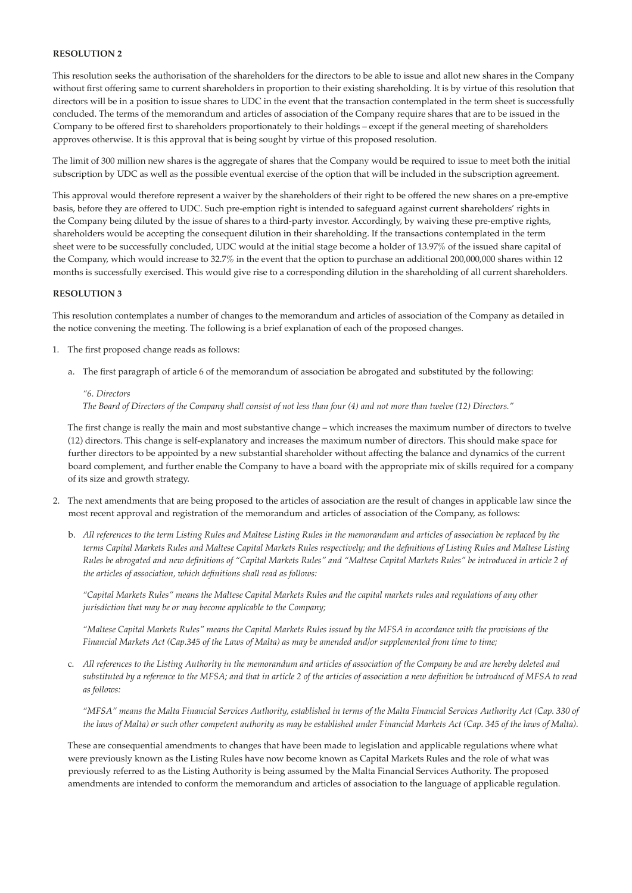**RESOLUTION 2**

This resolution seeks the authorisation of the shareholders for the directors to be able to issue and allot new shares in the Company without first offering same to current shareholders in proportion to their existing shareholding. It is by virtue of this resolution that directors will be in a position to issue shares to UDC in the event that the transaction contemplated in the term sheet is successfully concluded. The terms of the memorandum and articles of association of the Company require shares that are to be issued in the Company to be offered first to shareholders proportionately to their holdings – except if the general meeting of shareholders approves otherwise. It is this approval that is being sought by virtue of this proposed resolution.

The limit of 300 million new shares is the aggregate of shares that the Company would be required to issue to meet both the initial subscription by UDC as well as the possible eventual exercise of the option that will be included in the subscription agreement.

This approval would therefore represent a waiver by the shareholders of their right to be offered the new shares on a pre-emptive basis, before they are offered to UDC. Such pre-emption right is intended to safeguard against current shareholders' rights in the Company being diluted by the issue of shares to a third-party investor. Accordingly, by waiving these pre-emptive rights, shareholders would be accepting the consequent dilution in their shareholding. If the transactions contemplated in the term sheet were to be successfully concluded, UDC would at the initial stage become a holder of 13.97% of the issued share capital of the Company, which would increase to 32.7% in the event that the option to purchase an additional 200,000,000 shares within 12 months is successfully exercised. This would give rise to a corresponding dilution in the shareholding of all current shareholders.

**RESOLUTION 3**

This resolution contemplates a number of changes to the memorandum and articles of association of the Company as detailed in the notice convening the meeting. The following is a brief explanation of each of the proposed changes.

1. The first proposed change reads as follows:

   a. The first paragraph of article 6 of the memorandum of association be abrogated and substituted by the following:

      *"6. Directors*
      *The Board of Directors of the Company shall consist of not less than four (4) and not more than twelve (12) Directors."*

   The first change is really the main and most substantive change – which increases the maximum number of directors to twelve (12) directors. This change is self-explanatory and increases the maximum number of directors. This should make space for further directors to be appointed by a new substantial shareholder without affecting the balance and dynamics of the current board complement, and further enable the Company to have a board with the appropriate mix of skills required for a company of its size and growth strategy.

2. The next amendments that are being proposed to the articles of association are the result of changes in applicable law since the most recent approval and registration of the memorandum and articles of association of the Company, as follows:

   b. *All references to the term Listing Rules and Maltese Listing Rules in the memorandum and articles of association be replaced by the terms Capital Markets Rules and Maltese Capital Markets Rules respectively; and the definitions of Listing Rules and Maltese Listing Rules be abrogated and new definitions of "Capital Markets Rules" and "Maltese Capital Markets Rules" be introduced in article 2 of the articles of association, which definitions shall read as follows:*

      *"Capital Markets Rules" means the Maltese Capital Markets Rules and the capital markets rules and regulations of any other jurisdiction that may be or may become applicable to the Company;*

      *"Maltese Capital Markets Rules" means the Capital Markets Rules issued by the MFSA in accordance with the provisions of the Financial Markets Act (Cap.345 of the Laws of Malta) as may be amended and/or supplemented from time to time;*

   c. *All references to the Listing Authority in the memorandum and articles of association of the Company be and are hereby deleted and substituted by a reference to the MFSA; and that in article 2 of the articles of association a new definition be introduced of MFSA to read as follows:*

      *"MFSA" means the Malta Financial Services Authority, established in terms of the Malta Financial Services Authority Act (Cap. 330 of the laws of Malta) or such other competent authority as may be established under Financial Markets Act (Cap. 345 of the laws of Malta).*

   These are consequential amendments to changes that have been made to legislation and applicable regulations where what were previously known as the Listing Rules have now become known as Capital Markets Rules and the role of what was previously referred to as the Listing Authority is being assumed by the Malta Financial Services Authority. The proposed amendments are intended to conform the memorandum and articles of association to the language of applicable regulation.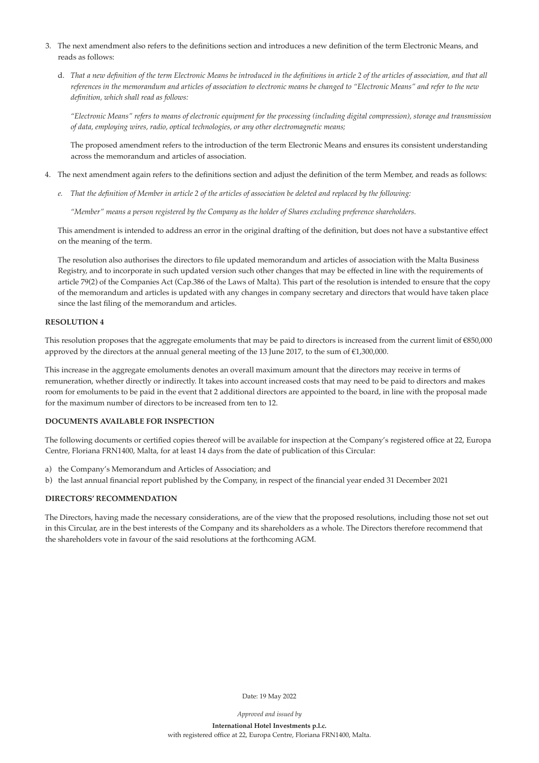3. The next amendment also refers to the definitions section and introduces a new definition of the term Electronic Means, and reads as follows:

   d. *That a new definition of the term Electronic Means be introduced in the definitions in article 2 of the articles of association, and that all references in the memorandum and articles of association to electronic means be changed to "Electronic Means" and refer to the new definition, which shall read as follows:*

   *"Electronic Means" refers to means of electronic equipment for the processing (including digital compression), storage and transmission of data, employing wires, radio, optical technologies, or any other electromagnetic means;*

   The proposed amendment refers to the introduction of the term Electronic Means and ensures its consistent understanding across the memorandum and articles of association.

4. The next amendment again refers to the definitions section and adjust the definition of the term Member, and reads as follows:

   *e. That the definition of Member in article 2 of the articles of association be deleted and replaced by the following:*

   *"Member" means a person registered by the Company as the holder of Shares excluding preference shareholders.*

   This amendment is intended to address an error in the original drafting of the definition, but does not have a substantive effect on the meaning of the term.

   The resolution also authorises the directors to file updated memorandum and articles of association with the Malta Business Registry, and to incorporate in such updated version such other changes that may be effected in line with the requirements of article 79(2) of the Companies Act (Cap.386 of the Laws of Malta). This part of the resolution is intended to ensure that the copy of the memorandum and articles is updated with any changes in company secretary and directors that would have taken place since the last filing of the memorandum and articles.

**RESOLUTION 4**

This resolution proposes that the aggregate emoluments that may be paid to directors is increased from the current limit of €850,000 approved by the directors at the annual general meeting of the 13 June 2017, to the sum of €1,300,000.

This increase in the aggregate emoluments denotes an overall maximum amount that the directors may receive in terms of remuneration, whether directly or indirectly. It takes into account increased costs that may need to be paid to directors and makes room for emoluments to be paid in the event that 2 additional directors are appointed to the board, in line with the proposal made for the maximum number of directors to be increased from ten to 12.

**DOCUMENTS AVAILABLE FOR INSPECTION**

The following documents or certified copies thereof will be available for inspection at the Company's registered office at 22, Europa Centre, Floriana FRN1400, Malta, for at least 14 days from the date of publication of this Circular:

a) the Company's Memorandum and Articles of Association; and
b) the last annual financial report published by the Company, in respect of the financial year ended 31 December 2021

**DIRECTORS' RECOMMENDATION**

The Directors, having made the necessary considerations, are of the view that the proposed resolutions, including those not set out in this Circular, are in the best interests of the Company and its shareholders as a whole. The Directors therefore recommend that the shareholders vote in favour of the said resolutions at the forthcoming AGM.

Date: 19 May 2022

*Approved and issued by*

**International Hotel Investments p.l.c.**
with registered office at 22, Europa Centre, Floriana FRN1400, Malta.